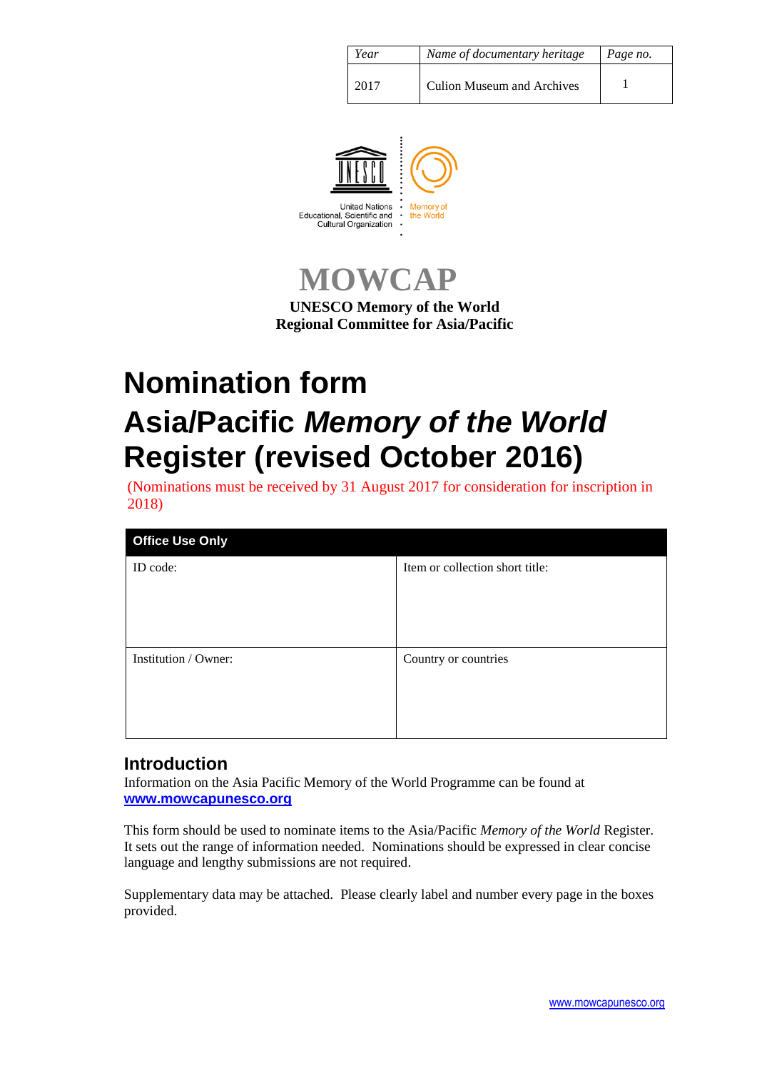| *Year* | *Name of documentary heritage* | *Page no.* |
|---|---|---|
| 2017 | Culion Museum and Archives | 1 |

United Nations Educational, Scientific and Cultural Organization

Memory of the World

# MOWCAP

**UNESCO Memory of the World**
**Regional Committee for Asia/Pacific**

# Nomination form

# Asia/Pacific *Memory of the World* Register (revised October 2016)

(Nominations must be received by 31 August 2017 for consideration for inscription in 2018)

| **Office Use Only** | |
|---|---|
| ID code: | Item or collection short title: |
| Institution / Owner: | Country or countries |

## Introduction

Information on the Asia Pacific Memory of the World Programme can be found at **www.mowcapunesco.org**

This form should be used to nominate items to the Asia/Pacific *Memory of the World* Register. It sets out the range of information needed. Nominations should be expressed in clear concise language and lengthy submissions are not required.

Supplementary data may be attached. Please clearly label and number every page in the boxes provided.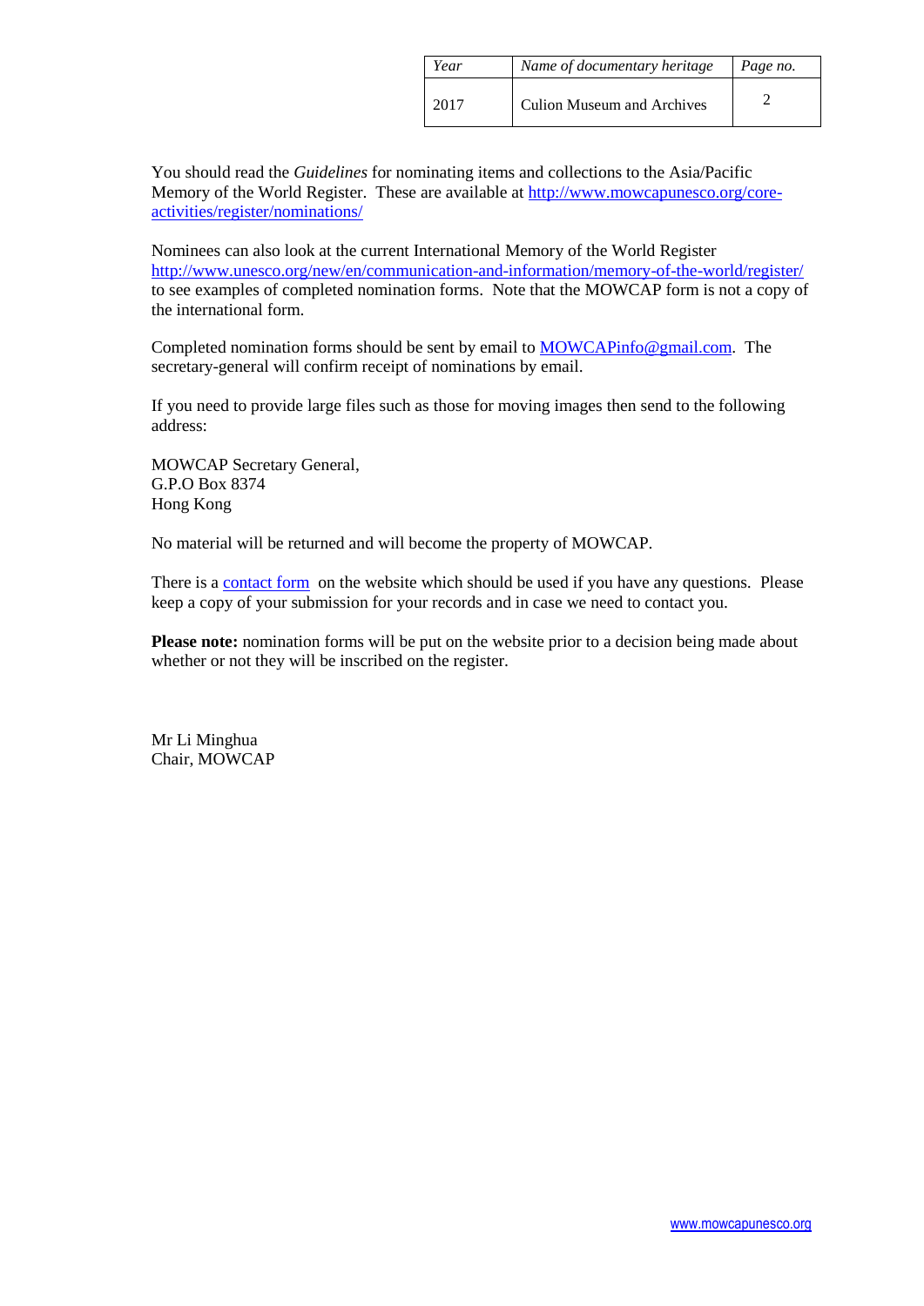| *Year* | *Name of documentary heritage* | *Page no.* |
|---|---|---|
| 2017 | Culion Museum and Archives | 2 |

You should read the *Guidelines* for nominating items and collections to the Asia/Pacific Memory of the World Register. These are available at http://www.mowcapunesco.org/core-activities/register/nominations/

Nominees can also look at the current International Memory of the World Register http://www.unesco.org/new/en/communication-and-information/memory-of-the-world/register/ to see examples of completed nomination forms. Note that the MOWCAP form is not a copy of the international form.

Completed nomination forms should be sent by email to MOWCAPinfo@gmail.com. The secretary-general will confirm receipt of nominations by email.

If you need to provide large files such as those for moving images then send to the following address:

MOWCAP Secretary General,
G.P.O Box 8374
Hong Kong

No material will be returned and will become the property of MOWCAP.

There is a contact form on the website which should be used if you have any questions. Please keep a copy of your submission for your records and in case we need to contact you.

**Please note:** nomination forms will be put on the website prior to a decision being made about whether or not they will be inscribed on the register.

Mr Li Minghua
Chair, MOWCAP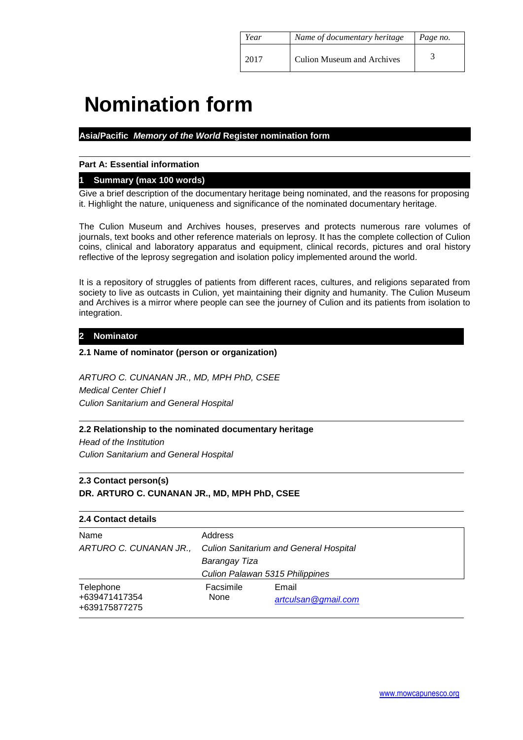| Year | Name of documentary heritage | Page no. |
| --- | --- | --- |
| 2017 | Culion Museum and Archives | 3 |

# Nomination form

**Asia/Pacific *Memory of the World* Register nomination form**

**Part A: Essential information**

## 1 Summary (max 100 words)

Give a brief description of the documentary heritage being nominated, and the reasons for proposing it. Highlight the nature, uniqueness and significance of the nominated documentary heritage.

The Culion Museum and Archives houses, preserves and protects numerous rare volumes of journals, text books and other reference materials on leprosy. It has the complete collection of Culion coins, clinical and laboratory apparatus and equipment, clinical records, pictures and oral history reflective of the leprosy segregation and isolation policy implemented around the world.

It is a repository of struggles of patients from different races, cultures, and religions separated from society to live as outcasts in Culion, yet maintaining their dignity and humanity. The Culion Museum and Archives is a mirror where people can see the journey of Culion and its patients from isolation to integration.

## 2 Nominator

**2.1 Name of nominator (person or organization)**

*ARTURO C. CUNANAN JR., MD, MPH PhD, CSEE*
*Medical Center Chief I*
*Culion Sanitarium and General Hospital*

**2.2 Relationship to the nominated documentary heritage**

*Head of the Institution*
*Culion Sanitarium and General Hospital*

**2.3 Contact person(s)**

**DR. ARTURO C. CUNANAN JR., MD, MPH PhD, CSEE**

**2.4 Contact details**

| Name | Address | |
| --- | --- | --- |
| *ARTURO C. CUNANAN JR.,* | *Culion Sanitarium and General Hospital*<br>*Barangay Tiza*<br>*Culion Palawan 5315 Philippines* | |
| Telephone | Facsimile | Email |
| +639471417354<br>+639175877275 | None | *artculsan@gmail.com* |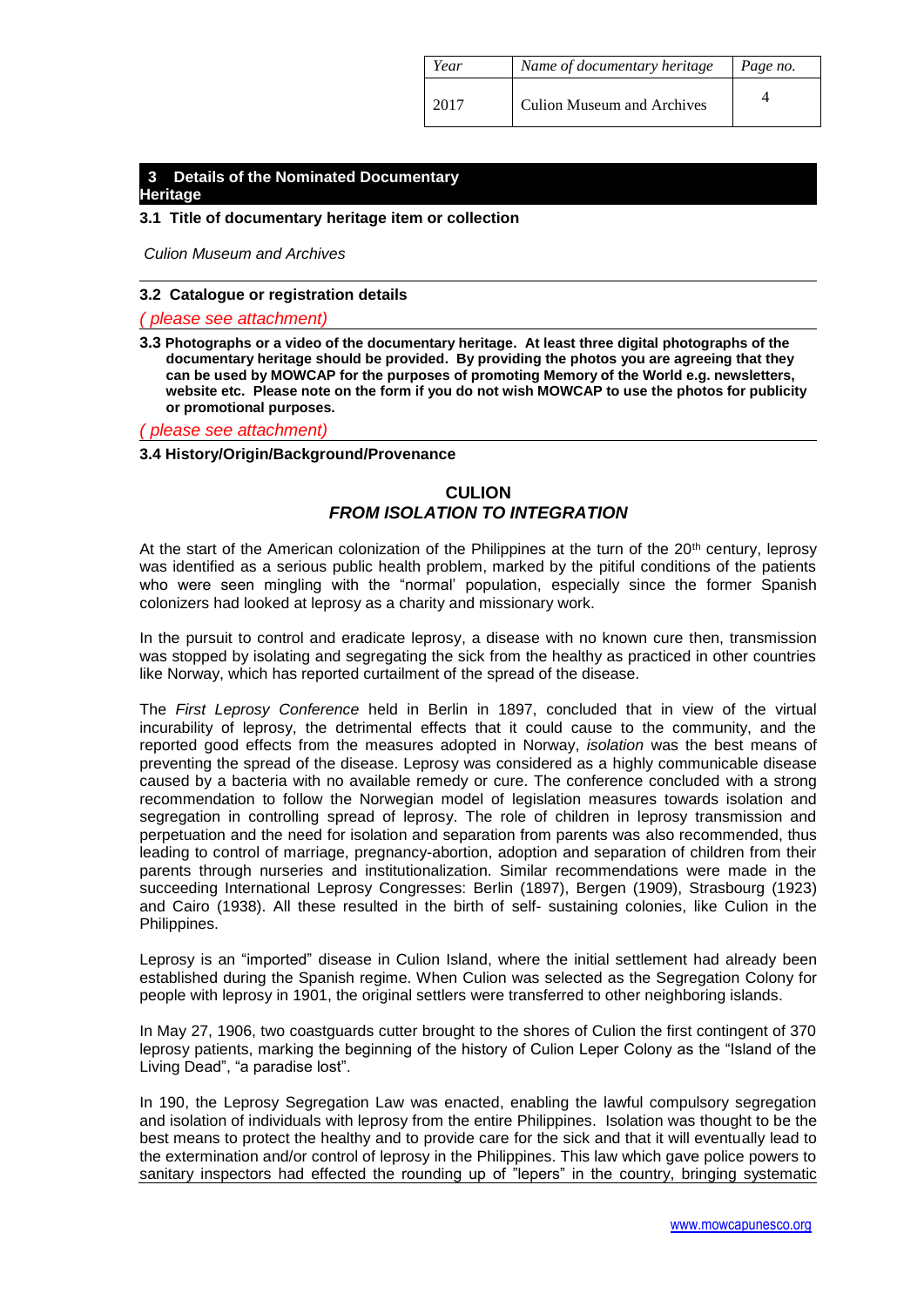| Year | Name of documentary heritage | Page no. |
| --- | --- | --- |
| 2017 | Culion Museum and Archives | 4 |

## 3 Details of the Nominated Documentary Heritage

### 3.1 Title of documentary heritage item or collection

*Culion Museum and Archives*

### 3.2 Catalogue or registration details

*( please see attachment)*

### 3.3 Photographs or a video of the documentary heritage. At least three digital photographs of the documentary heritage should be provided. By providing the photos you are agreeing that they can be used by MOWCAP for the purposes of promoting Memory of the World e.g. newsletters, website etc. Please note on the form if you do not wish MOWCAP to use the photos for publicity or promotional purposes.

*( please see attachment)*

### 3.4 History/Origin/Background/Provenance

**CULION**
***FROM ISOLATION TO INTEGRATION***

At the start of the American colonization of the Philippines at the turn of the 20[th] century, leprosy was identified as a serious public health problem, marked by the pitiful conditions of the patients who were seen mingling with the "normal' population, especially since the former Spanish colonizers had looked at leprosy as a charity and missionary work.

In the pursuit to control and eradicate leprosy, a disease with no known cure then, transmission was stopped by isolating and segregating the sick from the healthy as practiced in other countries like Norway, which has reported curtailment of the spread of the disease.

The *First Leprosy Conference* held in Berlin in 1897, concluded that in view of the virtual incurability of leprosy, the detrimental effects that it could cause to the community, and the reported good effects from the measures adopted in Norway, *isolation* was the best means of preventing the spread of the disease. Leprosy was considered as a highly communicable disease caused by a bacteria with no available remedy or cure. The conference concluded with a strong recommendation to follow the Norwegian model of legislation measures towards isolation and segregation in controlling spread of leprosy. The role of children in leprosy transmission and perpetuation and the need for isolation and separation from parents was also recommended, thus leading to control of marriage, pregnancy-abortion, adoption and separation of children from their parents through nurseries and institutionalization. Similar recommendations were made in the succeeding International Leprosy Congresses: Berlin (1897), Bergen (1909), Strasbourg (1923) and Cairo (1938). All these resulted in the birth of self- sustaining colonies, like Culion in the Philippines.

Leprosy is an "imported" disease in Culion Island, where the initial settlement had already been established during the Spanish regime. When Culion was selected as the Segregation Colony for people with leprosy in 1901, the original settlers were transferred to other neighboring islands.

In May 27, 1906, two coastguards cutter brought to the shores of Culion the first contingent of 370 leprosy patients, marking the beginning of the history of Culion Leper Colony as the "Island of the Living Dead", "a paradise lost".

In 190, the Leprosy Segregation Law was enacted, enabling the lawful compulsory segregation and isolation of individuals with leprosy from the entire Philippines. Isolation was thought to be the best means to protect the healthy and to provide care for the sick and that it will eventually lead to the extermination and/or control of leprosy in the Philippines. This law which gave police powers to sanitary inspectors had effected the rounding up of "lepers" in the country, bringing systematic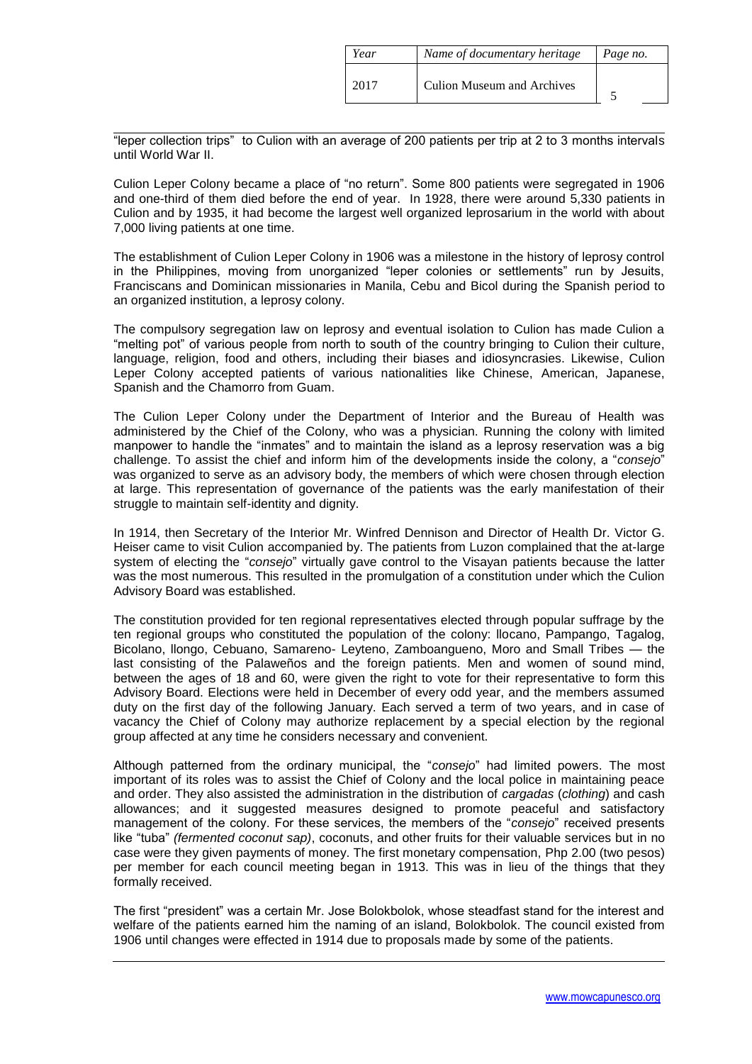"leper collection trips" to Culion with an average of 200 patients per trip at 2 to 3 months intervals until World War II.

Culion Leper Colony became a place of "no return". Some 800 patients were segregated in 1906 and one-third of them died before the end of year. In 1928, there were around 5,330 patients in Culion and by 1935, it had become the largest well organized leprosarium in the world with about 7,000 living patients at one time.

The establishment of Culion Leper Colony in 1906 was a milestone in the history of leprosy control in the Philippines, moving from unorganized "leper colonies or settlements" run by Jesuits, Franciscans and Dominican missionaries in Manila, Cebu and Bicol during the Spanish period to an organized institution, a leprosy colony.

The compulsory segregation law on leprosy and eventual isolation to Culion has made Culion a "melting pot" of various people from north to south of the country bringing to Culion their culture, language, religion, food and others, including their biases and idiosyncrasies. Likewise, Culion Leper Colony accepted patients of various nationalities like Chinese, American, Japanese, Spanish and the Chamorro from Guam.

The Culion Leper Colony under the Department of Interior and the Bureau of Health was administered by the Chief of the Colony, who was a physician. Running the colony with limited manpower to handle the "inmates" and to maintain the island as a leprosy reservation was a big challenge. To assist the chief and inform him of the developments inside the colony, a "*consejo*" was organized to serve as an advisory body, the members of which were chosen through election at large. This representation of governance of the patients was the early manifestation of their struggle to maintain self-identity and dignity.

In 1914, then Secretary of the Interior Mr. Winfred Dennison and Director of Health Dr. Victor G. Heiser came to visit Culion accompanied by. The patients from Luzon complained that the at-large system of electing the "*consejo*" virtually gave control to the Visayan patients because the latter was the most numerous. This resulted in the promulgation of a constitution under which the Culion Advisory Board was established.

The constitution provided for ten regional representatives elected through popular suffrage by the ten regional groups who constituted the population of the colony: llocano, Pampango, Tagalog, Bicolano, llongo, Cebuano, Samareno- Leyteno, Zamboangueno, Moro and Small Tribes — the last consisting of the Palaweños and the foreign patients. Men and women of sound mind, between the ages of 18 and 60, were given the right to vote for their representative to form this Advisory Board. Elections were held in December of every odd year, and the members assumed duty on the first day of the following January. Each served a term of two years, and in case of vacancy the Chief of Colony may authorize replacement by a special election by the regional group affected at any time he considers necessary and convenient.

Although patterned from the ordinary municipal, the "*consejo*" had limited powers. The most important of its roles was to assist the Chief of Colony and the local police in maintaining peace and order. They also assisted the administration in the distribution of *cargadas* (*clothing*) and cash allowances; and it suggested measures designed to promote peaceful and satisfactory management of the colony. For these services, the members of the "*consejo*" received presents like "tuba" *(fermented coconut sap)*, coconuts, and other fruits for their valuable services but in no case were they given payments of money. The first monetary compensation, Php 2.00 (two pesos) per member for each council meeting began in 1913. This was in lieu of the things that they formally received.

The first "president" was a certain Mr. Jose Bolokbolok, whose steadfast stand for the interest and welfare of the patients earned him the naming of an island, Bolokbolok. The council existed from 1906 until changes were effected in 1914 due to proposals made by some of the patients.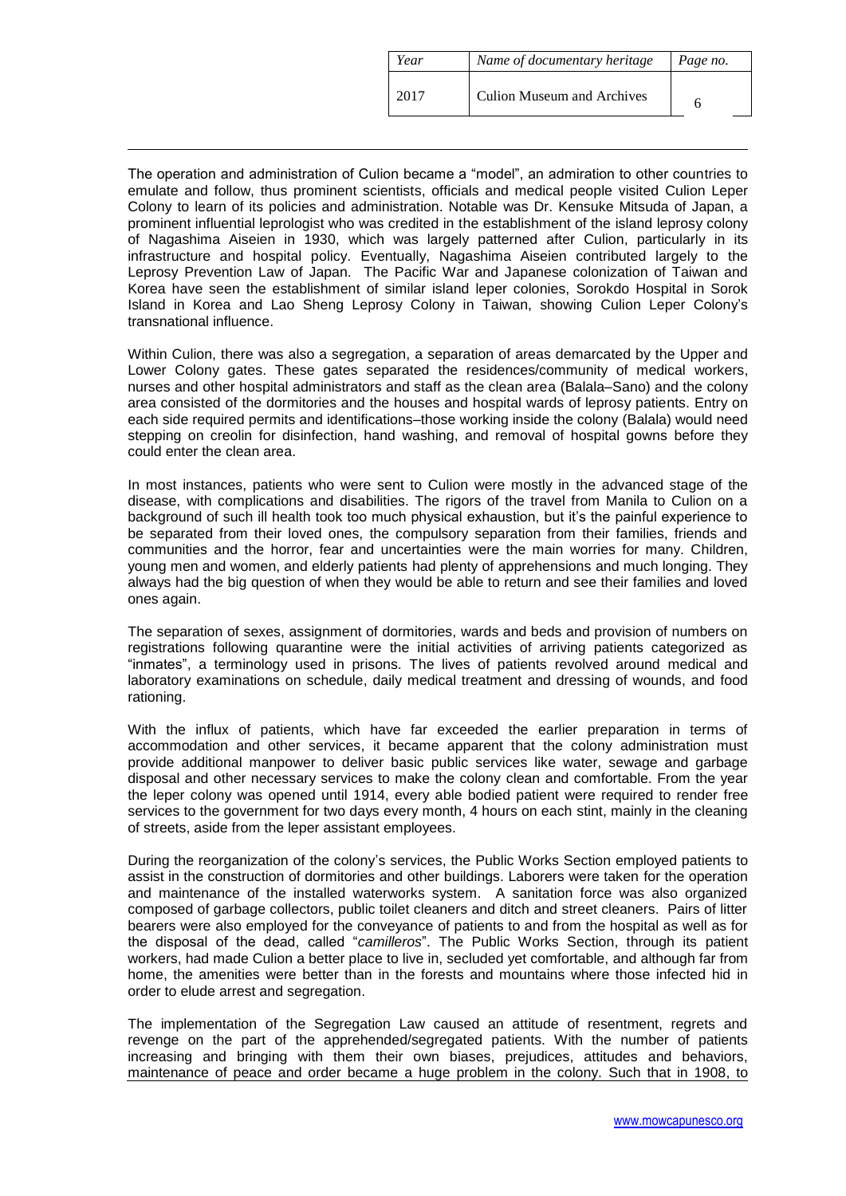The operation and administration of Culion became a “model”, an admiration to other countries to emulate and follow, thus prominent scientists, officials and medical people visited Culion Leper Colony to learn of its policies and administration. Notable was Dr. Kensuke Mitsuda of Japan, a prominent influential leprologist who was credited in the establishment of the island leprosy colony of Nagashima Aiseien in 1930, which was largely patterned after Culion, particularly in its infrastructure and hospital policy. Eventually, Nagashima Aiseien contributed largely to the Leprosy Prevention Law of Japan. The Pacific War and Japanese colonization of Taiwan and Korea have seen the establishment of similar island leper colonies, Sorokdo Hospital in Sorok Island in Korea and Lao Sheng Leprosy Colony in Taiwan, showing Culion Leper Colony’s transnational influence.

Within Culion, there was also a segregation, a separation of areas demarcated by the Upper and Lower Colony gates. These gates separated the residences/community of medical workers, nurses and other hospital administrators and staff as the clean area (Balala–Sano) and the colony area consisted of the dormitories and the houses and hospital wards of leprosy patients. Entry on each side required permits and identifications–those working inside the colony (Balala) would need stepping on creolin for disinfection, hand washing, and removal of hospital gowns before they could enter the clean area.

In most instances, patients who were sent to Culion were mostly in the advanced stage of the disease, with complications and disabilities. The rigors of the travel from Manila to Culion on a background of such ill health took too much physical exhaustion, but it’s the painful experience to be separated from their loved ones, the compulsory separation from their families, friends and communities and the horror, fear and uncertainties were the main worries for many. Children, young men and women, and elderly patients had plenty of apprehensions and much longing. They always had the big question of when they would be able to return and see their families and loved ones again.

The separation of sexes, assignment of dormitories, wards and beds and provision of numbers on registrations following quarantine were the initial activities of arriving patients categorized as “inmates”, a terminology used in prisons. The lives of patients revolved around medical and laboratory examinations on schedule, daily medical treatment and dressing of wounds, and food rationing.

With the influx of patients, which have far exceeded the earlier preparation in terms of accommodation and other services, it became apparent that the colony administration must provide additional manpower to deliver basic public services like water, sewage and garbage disposal and other necessary services to make the colony clean and comfortable. From the year the leper colony was opened until 1914, every able bodied patient were required to render free services to the government for two days every month, 4 hours on each stint, mainly in the cleaning of streets, aside from the leper assistant employees.

During the reorganization of the colony’s services, the Public Works Section employed patients to assist in the construction of dormitories and other buildings. Laborers were taken for the operation and maintenance of the installed waterworks system. A sanitation force was also organized composed of garbage collectors, public toilet cleaners and ditch and street cleaners. Pairs of litter bearers were also employed for the conveyance of patients to and from the hospital as well as for the disposal of the dead, called “*camilleros*”. The Public Works Section, through its patient workers, had made Culion a better place to live in, secluded yet comfortable, and although far from home, the amenities were better than in the forests and mountains where those infected hid in order to elude arrest and segregation.

The implementation of the Segregation Law caused an attitude of resentment, regrets and revenge on the part of the apprehended/segregated patients. With the number of patients increasing and bringing with them their own biases, prejudices, attitudes and behaviors, maintenance of peace and order became a huge problem in the colony. Such that in 1908, to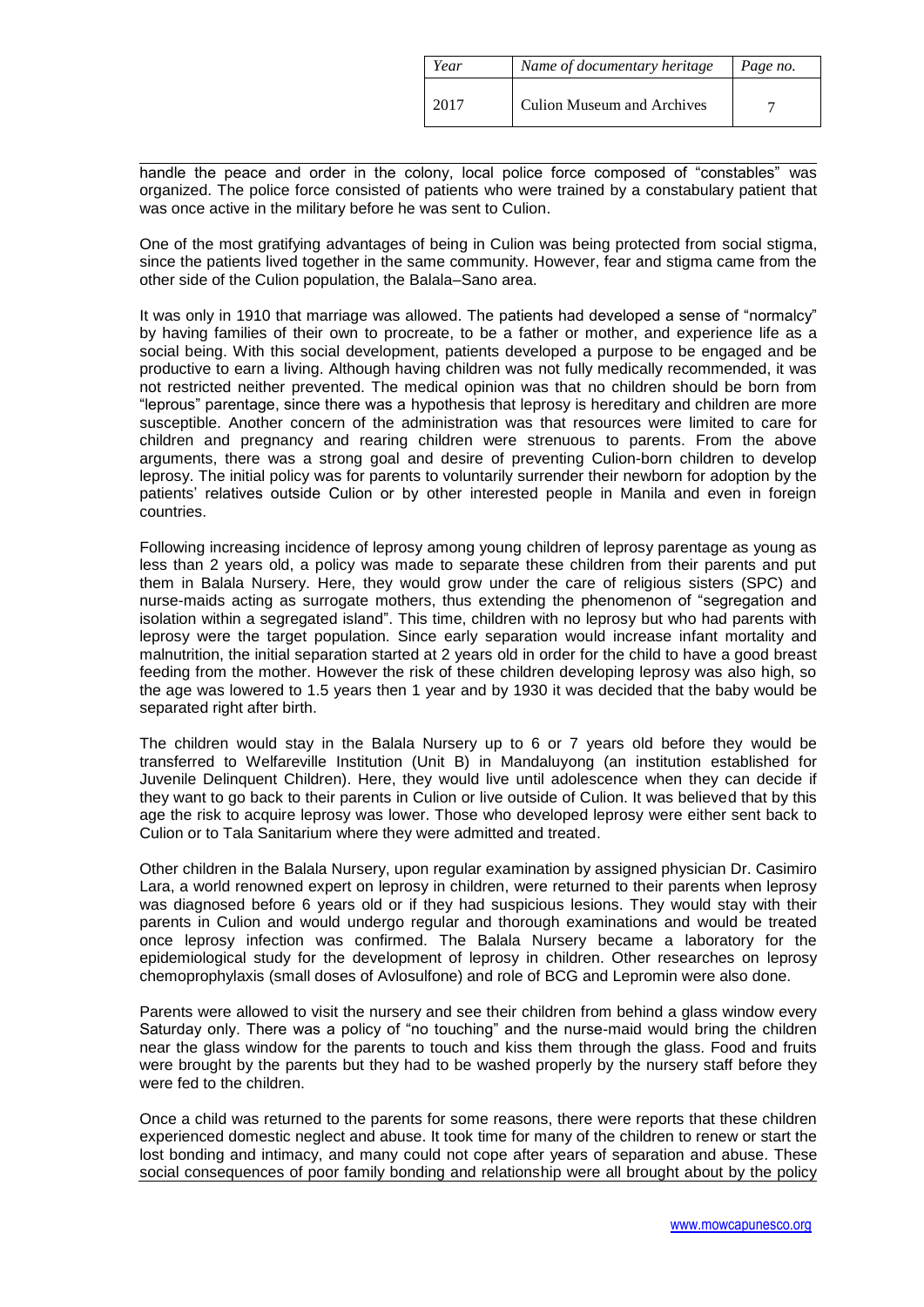handle the peace and order in the colony, local police force composed of "constables" was organized. The police force consisted of patients who were trained by a constabulary patient that was once active in the military before he was sent to Culion.

One of the most gratifying advantages of being in Culion was being protected from social stigma, since the patients lived together in the same community. However, fear and stigma came from the other side of the Culion population, the Balala–Sano area.

It was only in 1910 that marriage was allowed. The patients had developed a sense of "normalcy" by having families of their own to procreate, to be a father or mother, and experience life as a social being. With this social development, patients developed a purpose to be engaged and be productive to earn a living. Although having children was not fully medically recommended, it was not restricted neither prevented. The medical opinion was that no children should be born from "leprous" parentage, since there was a hypothesis that leprosy is hereditary and children are more susceptible. Another concern of the administration was that resources were limited to care for children and pregnancy and rearing children were strenuous to parents. From the above arguments, there was a strong goal and desire of preventing Culion-born children to develop leprosy. The initial policy was for parents to voluntarily surrender their newborn for adoption by the patients' relatives outside Culion or by other interested people in Manila and even in foreign countries.

Following increasing incidence of leprosy among young children of leprosy parentage as young as less than 2 years old, a policy was made to separate these children from their parents and put them in Balala Nursery. Here, they would grow under the care of religious sisters (SPC) and nurse-maids acting as surrogate mothers, thus extending the phenomenon of "segregation and isolation within a segregated island". This time, children with no leprosy but who had parents with leprosy were the target population. Since early separation would increase infant mortality and malnutrition, the initial separation started at 2 years old in order for the child to have a good breast feeding from the mother. However the risk of these children developing leprosy was also high, so the age was lowered to 1.5 years then 1 year and by 1930 it was decided that the baby would be separated right after birth.

The children would stay in the Balala Nursery up to 6 or 7 years old before they would be transferred to Welfareville Institution (Unit B) in Mandaluyong (an institution established for Juvenile Delinquent Children). Here, they would live until adolescence when they can decide if they want to go back to their parents in Culion or live outside of Culion. It was believed that by this age the risk to acquire leprosy was lower. Those who developed leprosy were either sent back to Culion or to Tala Sanitarium where they were admitted and treated.

Other children in the Balala Nursery, upon regular examination by assigned physician Dr. Casimiro Lara, a world renowned expert on leprosy in children, were returned to their parents when leprosy was diagnosed before 6 years old or if they had suspicious lesions. They would stay with their parents in Culion and would undergo regular and thorough examinations and would be treated once leprosy infection was confirmed. The Balala Nursery became a laboratory for the epidemiological study for the development of leprosy in children. Other researches on leprosy chemoprophylaxis (small doses of Avlosulfone) and role of BCG and Lepromin were also done.

Parents were allowed to visit the nursery and see their children from behind a glass window every Saturday only. There was a policy of "no touching" and the nurse-maid would bring the children near the glass window for the parents to touch and kiss them through the glass. Food and fruits were brought by the parents but they had to be washed properly by the nursery staff before they were fed to the children.

Once a child was returned to the parents for some reasons, there were reports that these children experienced domestic neglect and abuse. It took time for many of the children to renew or start the lost bonding and intimacy, and many could not cope after years of separation and abuse. These social consequences of poor family bonding and relationship were all brought about by the policy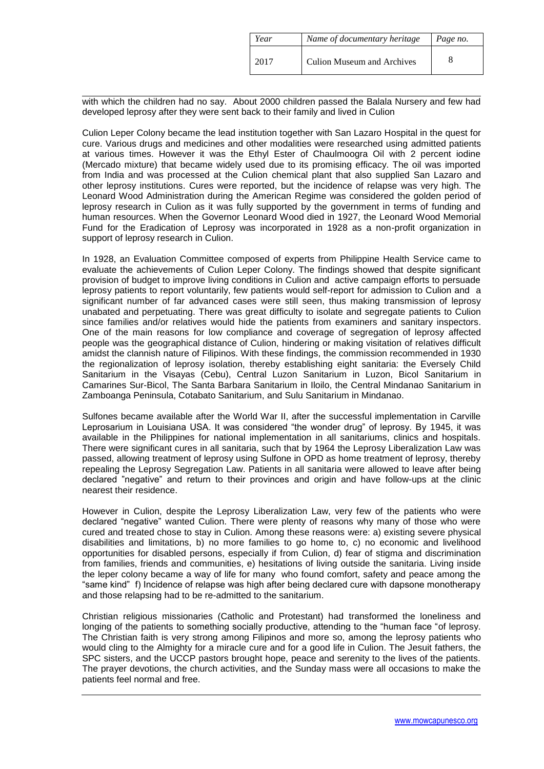with which the children had no say. About 2000 children passed the Balala Nursery and few had developed leprosy after they were sent back to their family and lived in Culion

Culion Leper Colony became the lead institution together with San Lazaro Hospital in the quest for cure. Various drugs and medicines and other modalities were researched using admitted patients at various times. However it was the Ethyl Ester of Chaulmoogra Oil with 2 percent iodine (Mercado mixture) that became widely used due to its promising efficacy. The oil was imported from India and was processed at the Culion chemical plant that also supplied San Lazaro and other leprosy institutions. Cures were reported, but the incidence of relapse was very high. The Leonard Wood Administration during the American Regime was considered the golden period of leprosy research in Culion as it was fully supported by the government in terms of funding and human resources. When the Governor Leonard Wood died in 1927, the Leonard Wood Memorial Fund for the Eradication of Leprosy was incorporated in 1928 as a non-profit organization in support of leprosy research in Culion.

In 1928, an Evaluation Committee composed of experts from Philippine Health Service came to evaluate the achievements of Culion Leper Colony. The findings showed that despite significant provision of budget to improve living conditions in Culion and active campaign efforts to persuade leprosy patients to report voluntarily, few patients would self-report for admission to Culion and a significant number of far advanced cases were still seen, thus making transmission of leprosy unabated and perpetuating. There was great difficulty to isolate and segregate patients to Culion since families and/or relatives would hide the patients from examiners and sanitary inspectors. One of the main reasons for low compliance and coverage of segregation of leprosy affected people was the geographical distance of Culion, hindering or making visitation of relatives difficult amidst the clannish nature of Filipinos. With these findings, the commission recommended in 1930 the regionalization of leprosy isolation, thereby establishing eight sanitaria: the Eversely Child Sanitarium in the Visayas (Cebu), Central Luzon Sanitarium in Luzon, Bicol Sanitarium in Camarines Sur-Bicol, The Santa Barbara Sanitarium in Iloilo, the Central Mindanao Sanitarium in Zamboanga Peninsula, Cotabato Sanitarium, and Sulu Sanitarium in Mindanao.

Sulfones became available after the World War II, after the successful implementation in Carville Leprosarium in Louisiana USA. It was considered "the wonder drug" of leprosy. By 1945, it was available in the Philippines for national implementation in all sanitariums, clinics and hospitals. There were significant cures in all sanitaria, such that by 1964 the Leprosy Liberalization Law was passed, allowing treatment of leprosy using Sulfone in OPD as home treatment of leprosy, thereby repealing the Leprosy Segregation Law. Patients in all sanitaria were allowed to leave after being declared "negative" and return to their provinces and origin and have follow-ups at the clinic nearest their residence.

However in Culion, despite the Leprosy Liberalization Law, very few of the patients who were declared "negative" wanted Culion. There were plenty of reasons why many of those who were cured and treated chose to stay in Culion. Among these reasons were: a) existing severe physical disabilities and limitations, b) no more families to go home to, c) no economic and livelihood opportunities for disabled persons, especially if from Culion, d) fear of stigma and discrimination from families, friends and communities, e) hesitations of living outside the sanitaria. Living inside the leper colony became a way of life for many who found comfort, safety and peace among the "same kind" f) Incidence of relapse was high after being declared cure with dapsone monotherapy and those relapsing had to be re-admitted to the sanitarium.

Christian religious missionaries (Catholic and Protestant) had transformed the loneliness and longing of the patients to something socially productive, attending to the "human face "of leprosy. The Christian faith is very strong among Filipinos and more so, among the leprosy patients who would cling to the Almighty for a miracle cure and for a good life in Culion. The Jesuit fathers, the SPC sisters, and the UCCP pastors brought hope, peace and serenity to the lives of the patients. The prayer devotions, the church activities, and the Sunday mass were all occasions to make the patients feel normal and free.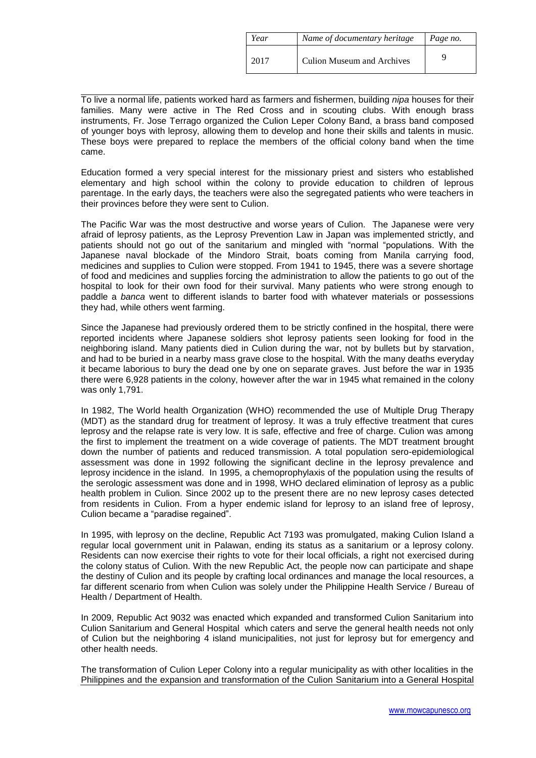To live a normal life, patients worked hard as farmers and fishermen, building *nipa* houses for their families. Many were active in The Red Cross and in scouting clubs. With enough brass instruments, Fr. Jose Terrago organized the Culion Leper Colony Band, a brass band composed of younger boys with leprosy, allowing them to develop and hone their skills and talents in music. These boys were prepared to replace the members of the official colony band when the time came.

Education formed a very special interest for the missionary priest and sisters who established elementary and high school within the colony to provide education to children of leprous parentage. In the early days, the teachers were also the segregated patients who were teachers in their provinces before they were sent to Culion.

The Pacific War was the most destructive and worse years of Culion. The Japanese were very afraid of leprosy patients, as the Leprosy Prevention Law in Japan was implemented strictly, and patients should not go out of the sanitarium and mingled with "normal "populations. With the Japanese naval blockade of the Mindoro Strait, boats coming from Manila carrying food, medicines and supplies to Culion were stopped. From 1941 to 1945, there was a severe shortage of food and medicines and supplies forcing the administration to allow the patients to go out of the hospital to look for their own food for their survival. Many patients who were strong enough to paddle a *banca* went to different islands to barter food with whatever materials or possessions they had, while others went farming.

Since the Japanese had previously ordered them to be strictly confined in the hospital, there were reported incidents where Japanese soldiers shot leprosy patients seen looking for food in the neighboring island. Many patients died in Culion during the war, not by bullets but by starvation, and had to be buried in a nearby mass grave close to the hospital. With the many deaths everyday it became laborious to bury the dead one by one on separate graves. Just before the war in 1935 there were 6,928 patients in the colony, however after the war in 1945 what remained in the colony was only 1,791.

In 1982, The World health Organization (WHO) recommended the use of Multiple Drug Therapy (MDT) as the standard drug for treatment of leprosy. It was a truly effective treatment that cures leprosy and the relapse rate is very low. It is safe, effective and free of charge. Culion was among the first to implement the treatment on a wide coverage of patients. The MDT treatment brought down the number of patients and reduced transmission. A total population sero-epidemiological assessment was done in 1992 following the significant decline in the leprosy prevalence and leprosy incidence in the island. In 1995, a chemoprophylaxis of the population using the results of the serologic assessment was done and in 1998, WHO declared elimination of leprosy as a public health problem in Culion. Since 2002 up to the present there are no new leprosy cases detected from residents in Culion. From a hyper endemic island for leprosy to an island free of leprosy, Culion became a "paradise regained".

In 1995, with leprosy on the decline, Republic Act 7193 was promulgated, making Culion Island a regular local government unit in Palawan, ending its status as a sanitarium or a leprosy colony. Residents can now exercise their rights to vote for their local officials, a right not exercised during the colony status of Culion. With the new Republic Act, the people now can participate and shape the destiny of Culion and its people by crafting local ordinances and manage the local resources, a far different scenario from when Culion was solely under the Philippine Health Service / Bureau of Health / Department of Health.

In 2009, Republic Act 9032 was enacted which expanded and transformed Culion Sanitarium into Culion Sanitarium and General Hospital which caters and serve the general health needs not only of Culion but the neighboring 4 island municipalities, not just for leprosy but for emergency and other health needs.

The transformation of Culion Leper Colony into a regular municipality as with other localities in the Philippines and the expansion and transformation of the Culion Sanitarium into a General Hospital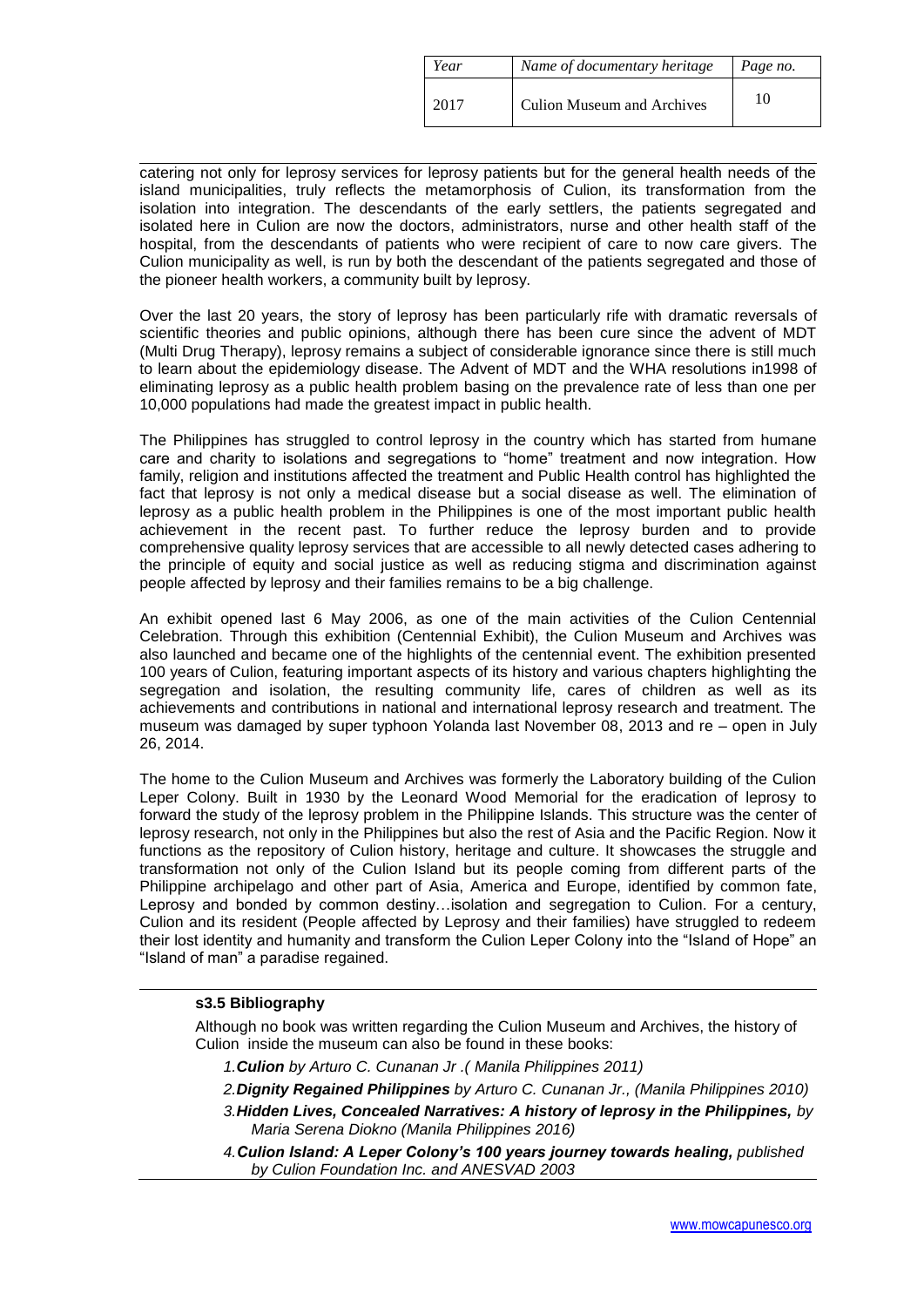catering not only for leprosy services for leprosy patients but for the general health needs of the island municipalities, truly reflects the metamorphosis of Culion, its transformation from the isolation into integration. The descendants of the early settlers, the patients segregated and isolated here in Culion are now the doctors, administrators, nurse and other health staff of the hospital, from the descendants of patients who were recipient of care to now care givers. The Culion municipality as well, is run by both the descendant of the patients segregated and those of the pioneer health workers, a community built by leprosy.

Over the last 20 years, the story of leprosy has been particularly rife with dramatic reversals of scientific theories and public opinions, although there has been cure since the advent of MDT (Multi Drug Therapy), leprosy remains a subject of considerable ignorance since there is still much to learn about the epidemiology disease. The Advent of MDT and the WHA resolutions in1998 of eliminating leprosy as a public health problem basing on the prevalence rate of less than one per 10,000 populations had made the greatest impact in public health.

The Philippines has struggled to control leprosy in the country which has started from humane care and charity to isolations and segregations to "home" treatment and now integration. How family, religion and institutions affected the treatment and Public Health control has highlighted the fact that leprosy is not only a medical disease but a social disease as well. The elimination of leprosy as a public health problem in the Philippines is one of the most important public health achievement in the recent past. To further reduce the leprosy burden and to provide comprehensive quality leprosy services that are accessible to all newly detected cases adhering to the principle of equity and social justice as well as reducing stigma and discrimination against people affected by leprosy and their families remains to be a big challenge.

An exhibit opened last 6 May 2006, as one of the main activities of the Culion Centennial Celebration. Through this exhibition (Centennial Exhibit), the Culion Museum and Archives was also launched and became one of the highlights of the centennial event. The exhibition presented 100 years of Culion, featuring important aspects of its history and various chapters highlighting the segregation and isolation, the resulting community life, cares of children as well as its achievements and contributions in national and international leprosy research and treatment. The museum was damaged by super typhoon Yolanda last November 08, 2013 and re – open in July 26, 2014.

The home to the Culion Museum and Archives was formerly the Laboratory building of the Culion Leper Colony. Built in 1930 by the Leonard Wood Memorial for the eradication of leprosy to forward the study of the leprosy problem in the Philippine Islands. This structure was the center of leprosy research, not only in the Philippines but also the rest of Asia and the Pacific Region. Now it functions as the repository of Culion history, heritage and culture. It showcases the struggle and transformation not only of the Culion Island but its people coming from different parts of the Philippine archipelago and other part of Asia, America and Europe, identified by common fate, Leprosy and bonded by common destiny…isolation and segregation to Culion. For a century, Culion and its resident (People affected by Leprosy and their families) have struggled to redeem their lost identity and humanity and transform the Culion Leper Colony into the "Island of Hope" an "Island of man" a paradise regained.

**s3.5 Bibliography**

Although no book was written regarding the Culion Museum and Archives, the history of Culion inside the museum can also be found in these books:

1. ***Culion*** *by Arturo C. Cunanan Jr .( Manila Philippines 2011)*
2. ***Dignity Regained Philippines*** *by Arturo C. Cunanan Jr., (Manila Philippines 2010)*
3. ***Hidden Lives, Concealed Narratives: A history of leprosy in the Philippines,*** *by Maria Serena Diokno (Manila Philippines 2016)*
4. ***Culion Island: A Leper Colony's 100 years journey towards healing,*** *published by Culion Foundation Inc. and ANESVAD 2003*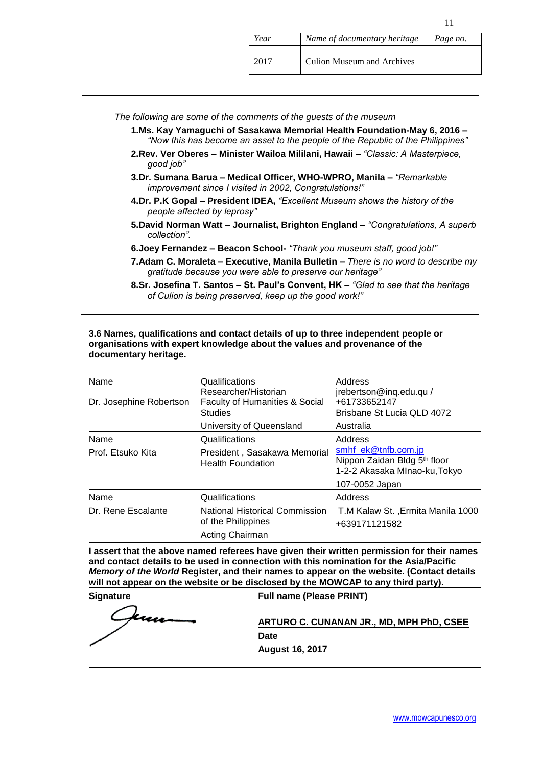| Year | Name of documentary heritage | Page no. |
|---|---|---|
| 2017 | Culion Museum and Archives | |

*The following are some of the comments of the guests of the museum*

1. **Ms. Kay Yamaguchi of Sasakawa Memorial Health Foundation-May 6, 2016 –** *"Now this has become an asset to the people of the Republic of the Philippines"*
2. **Rev. Ver Oberes – Minister Wailoa Mililani, Hawaii –** *"Classic: A Masterpiece, good job"*
3. **Dr. Sumana Barua – Medical Officer, WHO-WPRO, Manila –** *"Remarkable improvement since I visited in 2002, Congratulations!"*
4. **Dr. P.K Gopal – President IDEA,** *"Excellent Museum shows the history of the people affected by leprosy"*
5. **David Norman Watt – Journalist, Brighton England** – *"Congratulations, A superb collection".*
6. **Joey Fernandez – Beacon School-** *"Thank you museum staff, good job!"*
7. **Adam C. Moraleta – Executive, Manila Bulletin –** *There is no word to describe my gratitude because you were able to preserve our heritage"*
8. **Sr. Josefina T. Santos – St. Paul's Convent, HK –** *"Glad to see that the heritage of Culion is being preserved, keep up the good work!"*

**3.6 Names, qualifications and contact details of up to three independent people or organisations with expert knowledge about the values and provenance of the documentary heritage.**

| Name | Qualifications | Address |
|---|---|---|
| Dr. Josephine Robertson | Researcher/Historian<br>Faculty of Humanities & Social Studies<br>University of Queensland | jrebertson@inq.edu.qu /<br>+61733652147<br>Brisbane St Lucia QLD 4072<br>Australia |
| **Name** | **Qualifications** | **Address** |
| Prof. Etsuko Kita | President , Sasakawa Memorial Health Foundation | smhf_ek@tnfb.com.jp<br>Nippon Zaidan Bldg 5th floor<br>1-2-2 Akasaka MInao-ku,Tokyo<br>107-0052 Japan |
| **Name** | **Qualifications** | **Address** |
| Dr. Rene Escalante | National Historical Commission of the Philippines<br>Acting Chairman | T.M Kalaw St. ,Ermita Manila 1000<br>+639171121582 |

**I assert that the above named referees have given their written permission for their names and contact details to be used in connection with this nomination for the Asia/Pacific *Memory of the World* Register, and their names to appear on the website. (Contact details will not appear on the website or be disclosed by the MOWCAP to any third party).**

**Signature**

**Full name (Please PRINT)**

**ARTURO C. CUNANAN JR., MD, MPH PhD, CSEE**

**Date**

**August 16, 2017**

www.mowcapunesco.org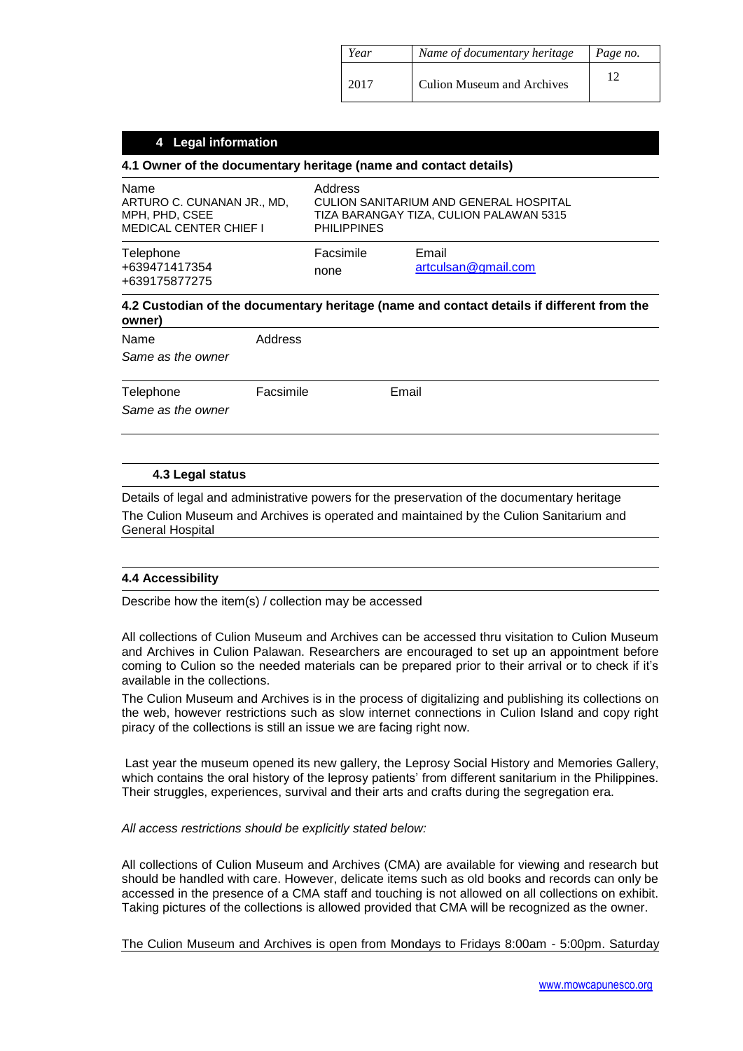## 4 Legal information

### 4.1 Owner of the documentary heritage (name and contact details)

| Name | Address | |
|---|---|---|
| ARTURO C. CUNANAN JR., MD, MPH, PHD, CSEE<br>MEDICAL CENTER CHIEF I | CULION SANITARIUM AND GENERAL HOSPITAL<br>TIZA BARANGAY TIZA, CULION PALAWAN 5315<br>PHILIPPINES | |
| **Telephone** | **Facsimile** | **Email** |
| +639471417354<br>+639175877275 | none | artculsan@gmail.com |

### 4.2 Custodian of the documentary heritage (name and contact details if different from the owner)

| Name | Address | |
|---|---|---|
| *Same as the owner* | | |
| **Telephone** | **Facsimile** | **Email** |
| *Same as the owner* | | |

### 4.3 Legal status

Details of legal and administrative powers for the preservation of the documentary heritage

The Culion Museum and Archives is operated and maintained by the Culion Sanitarium and General Hospital

### 4.4 Accessibility

Describe how the item(s) / collection may be accessed

All collections of Culion Museum and Archives can be accessed thru visitation to Culion Museum and Archives in Culion Palawan. Researchers are encouraged to set up an appointment before coming to Culion so the needed materials can be prepared prior to their arrival or to check if it's available in the collections.

The Culion Museum and Archives is in the process of digitalizing and publishing its collections on the web, however restrictions such as slow internet connections in Culion Island and copy right piracy of the collections is still an issue we are facing right now.

Last year the museum opened its new gallery, the Leprosy Social History and Memories Gallery, which contains the oral history of the leprosy patients' from different sanitarium in the Philippines. Their struggles, experiences, survival and their arts and crafts during the segregation era.

*All access restrictions should be explicitly stated below:*

All collections of Culion Museum and Archives (CMA) are available for viewing and research but should be handled with care. However, delicate items such as old books and records can only be accessed in the presence of a CMA staff and touching is not allowed on all collections on exhibit. Taking pictures of the collections is allowed provided that CMA will be recognized as the owner.

The Culion Museum and Archives is open from Mondays to Fridays 8:00am - 5:00pm. Saturday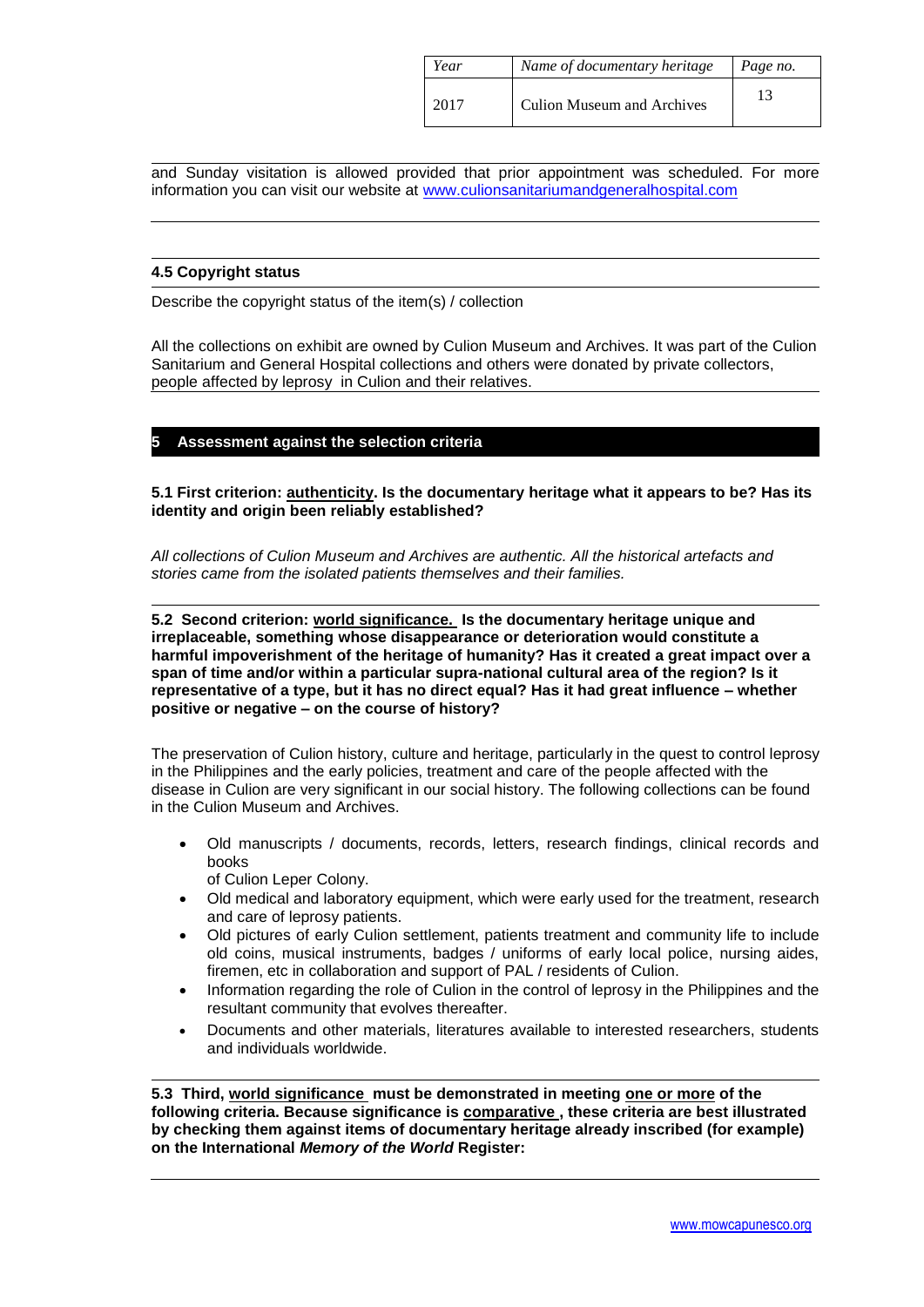and Sunday visitation is allowed provided that prior appointment was scheduled. For more information you can visit our website at www.culionsanitariumandgeneralhospital.com

**4.5 Copyright status**

Describe the copyright status of the item(s) / collection

All the collections on exhibit are owned by Culion Museum and Archives. It was part of the Culion Sanitarium and General Hospital collections and others were donated by private collectors, people affected by leprosy in Culion and their relatives.

## 5 Assessment against the selection criteria

**5.1 First criterion: authenticity. Is the documentary heritage what it appears to be? Has its identity and origin been reliably established?**

*All collections of Culion Museum and Archives are authentic. All the historical artefacts and stories came from the isolated patients themselves and their families.*

**5.2 Second criterion: world significance. Is the documentary heritage unique and irreplaceable, something whose disappearance or deterioration would constitute a harmful impoverishment of the heritage of humanity? Has it created a great impact over a span of time and/or within a particular supra-national cultural area of the region? Is it representative of a type, but it has no direct equal? Has it had great influence – whether positive or negative – on the course of history?**

The preservation of Culion history, culture and heritage, particularly in the quest to control leprosy in the Philippines and the early policies, treatment and care of the people affected with the disease in Culion are very significant in our social history. The following collections can be found in the Culion Museum and Archives.

- Old manuscripts / documents, records, letters, research findings, clinical records and books of Culion Leper Colony.
- Old medical and laboratory equipment, which were early used for the treatment, research and care of leprosy patients.
- Old pictures of early Culion settlement, patients treatment and community life to include old coins, musical instruments, badges / uniforms of early local police, nursing aides, firemen, etc in collaboration and support of PAL / residents of Culion.
- Information regarding the role of Culion in the control of leprosy in the Philippines and the resultant community that evolves thereafter.
- Documents and other materials, literatures available to interested researchers, students and individuals worldwide.

**5.3 Third, world significance must be demonstrated in meeting one or more of the following criteria. Because significance is comparative, these criteria are best illustrated by checking them against items of documentary heritage already inscribed (for example) on the International *Memory of the World* Register:**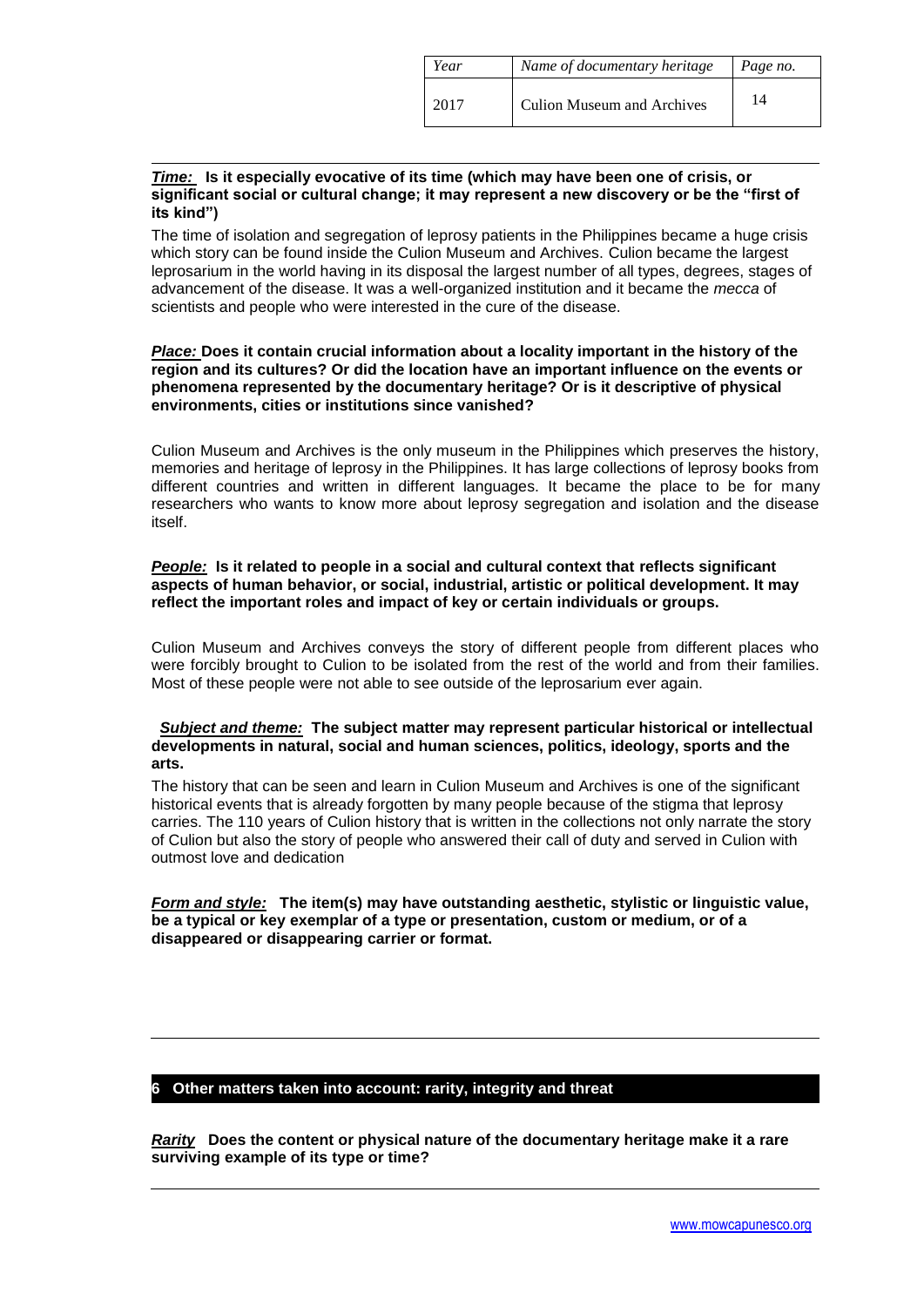| Year | Name of documentary heritage | Page no. |
|---|---|---|
| 2017 | Culion Museum and Archives | 14 |

***Time:*** **Is it especially evocative of its time (which may have been one of crisis, or significant social or cultural change; it may represent a new discovery or be the "first of its kind")**

The time of isolation and segregation of leprosy patients in the Philippines became a huge crisis which story can be found inside the Culion Museum and Archives. Culion became the largest leprosarium in the world having in its disposal the largest number of all types, degrees, stages of advancement of the disease. It was a well-organized institution and it became the *mecca* of scientists and people who were interested in the cure of the disease.

***Place:*** **Does it contain crucial information about a locality important in the history of the region and its cultures? Or did the location have an important influence on the events or phenomena represented by the documentary heritage? Or is it descriptive of physical environments, cities or institutions since vanished?**

Culion Museum and Archives is the only museum in the Philippines which preserves the history, memories and heritage of leprosy in the Philippines. It has large collections of leprosy books from different countries and written in different languages. It became the place to be for many researchers who wants to know more about leprosy segregation and isolation and the disease itself.

***People:*** **Is it related to people in a social and cultural context that reflects significant aspects of human behavior, or social, industrial, artistic or political development. It may reflect the important roles and impact of key or certain individuals or groups.**

Culion Museum and Archives conveys the story of different people from different places who were forcibly brought to Culion to be isolated from the rest of the world and from their families. Most of these people were not able to see outside of the leprosarium ever again.

***Subject and theme:*** **The subject matter may represent particular historical or intellectual developments in natural, social and human sciences, politics, ideology, sports and the arts.**

The history that can be seen and learn in Culion Museum and Archives is one of the significant historical events that is already forgotten by many people because of the stigma that leprosy carries. The 110 years of Culion history that is written in the collections not only narrate the story of Culion but also the story of people who answered their call of duty and served in Culion with outmost love and dedication

***Form and style:*** **The item(s) may have outstanding aesthetic, stylistic or linguistic value, be a typical or key exemplar of a type or presentation, custom or medium, or of a disappeared or disappearing carrier or format.**

## 6 Other matters taken into account: rarity, integrity and threat

***Rarity*** **Does the content or physical nature of the documentary heritage make it a rare surviving example of its type or time?**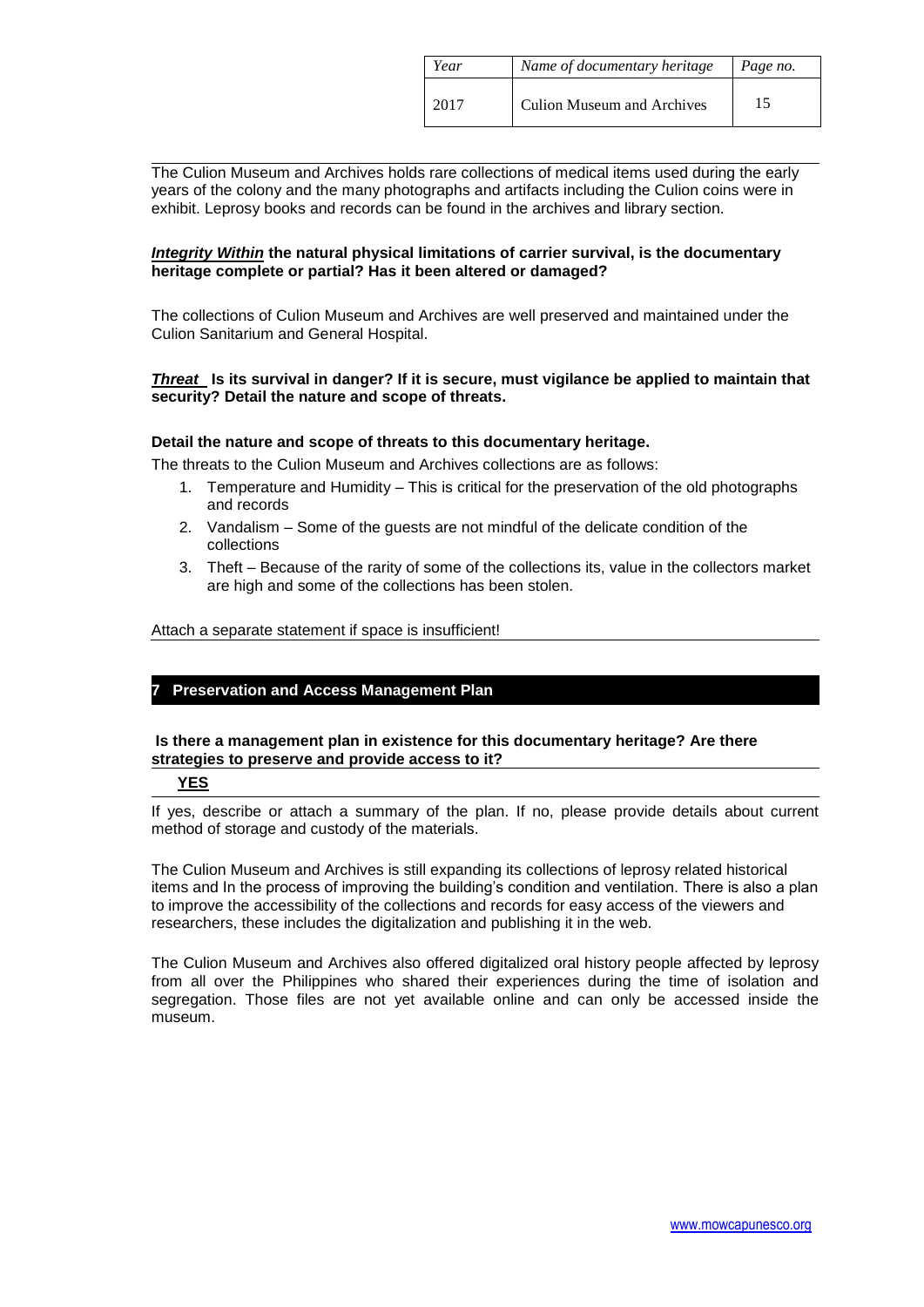| Year | Name of documentary heritage | Page no. |
|---|---|---|
| 2017 | Culion Museum and Archives | 15 |

The Culion Museum and Archives holds rare collections of medical items used during the early years of the colony and the many photographs and artifacts including the Culion coins were in exhibit. Leprosy books and records can be found in the archives and library section.

***Integrity Within*** **the natural physical limitations of carrier survival, is the documentary heritage complete or partial? Has it been altered or damaged?**

The collections of Culion Museum and Archives are well preserved and maintained under the Culion Sanitarium and General Hospital.

***Threat*** **Is its survival in danger? If it is secure, must vigilance be applied to maintain that security? Detail the nature and scope of threats.**

**Detail the nature and scope of threats to this documentary heritage.**

The threats to the Culion Museum and Archives collections are as follows:

1. Temperature and Humidity – This is critical for the preservation of the old photographs and records
2. Vandalism – Some of the guests are not mindful of the delicate condition of the collections
3. Theft – Because of the rarity of some of the collections its, value in the collectors market are high and some of the collections has been stolen.

Attach a separate statement if space is insufficient!

## 7 Preservation and Access Management Plan

**Is there a management plan in existence for this documentary heritage? Are there strategies to preserve and provide access to it?**

**YES**

If yes, describe or attach a summary of the plan. If no, please provide details about current method of storage and custody of the materials.

The Culion Museum and Archives is still expanding its collections of leprosy related historical items and In the process of improving the building's condition and ventilation. There is also a plan to improve the accessibility of the collections and records for easy access of the viewers and researchers, these includes the digitalization and publishing it in the web.

The Culion Museum and Archives also offered digitalized oral history people affected by leprosy from all over the Philippines who shared their experiences during the time of isolation and segregation. Those files are not yet available online and can only be accessed inside the museum.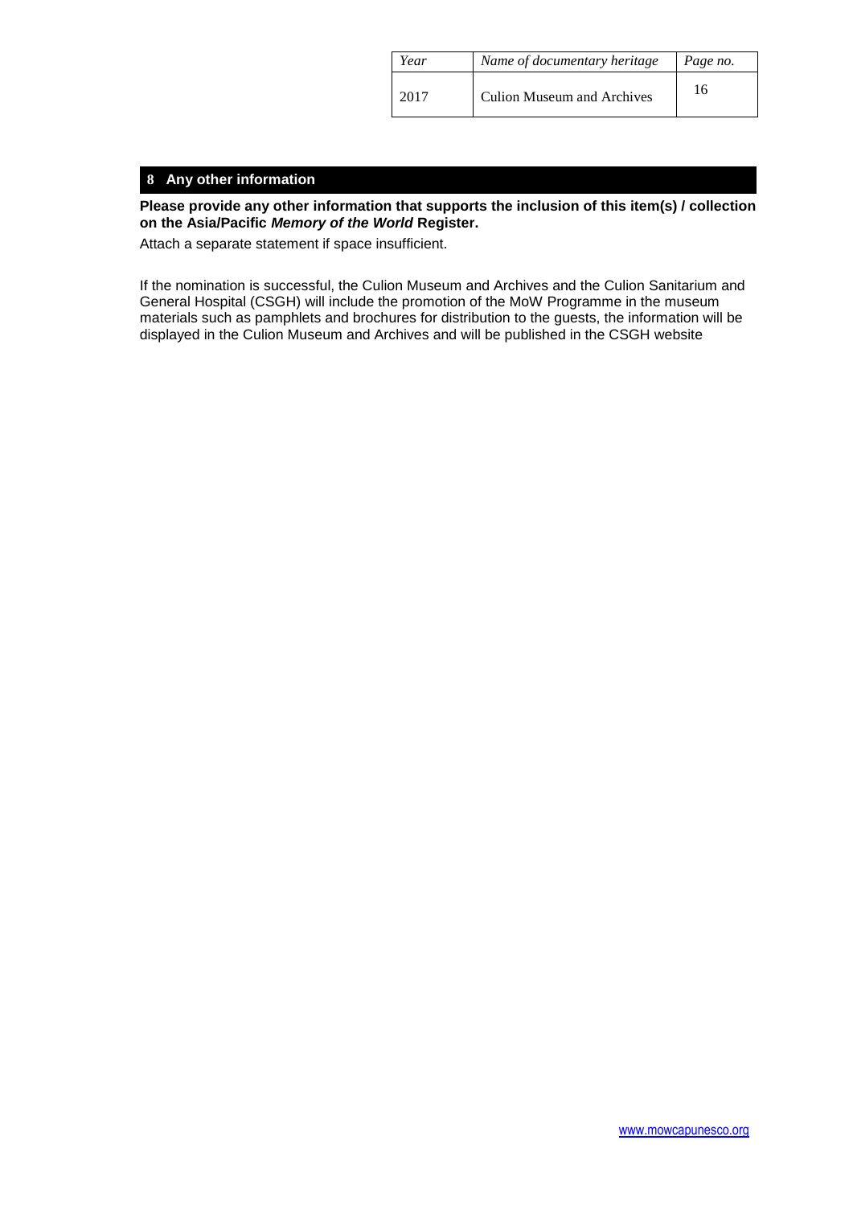| Year | Name of documentary heritage | Page no. |
| --- | --- | --- |
| 2017 | Culion Museum and Archives | 16 |

## 8 Any other information

**Please provide any other information that supports the inclusion of this item(s) / collection on the Asia/Pacific *Memory of the World* Register.**

Attach a separate statement if space insufficient.

If the nomination is successful, the Culion Museum and Archives and the Culion Sanitarium and General Hospital (CSGH) will include the promotion of the MoW Programme in the museum materials such as pamphlets and brochures for distribution to the guests, the information will be displayed in the Culion Museum and Archives and will be published in the CSGH website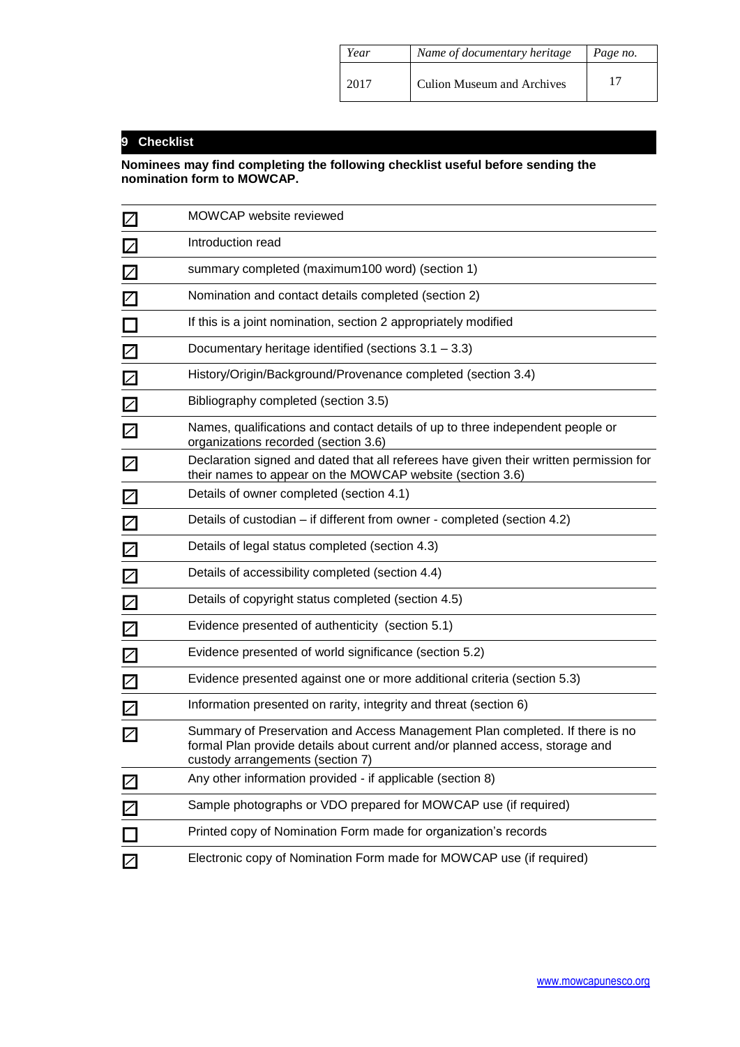| Year | Name of documentary heritage | Page no. |
|---|---|---|
| 2017 | Culion Museum and Archives | 17 |

## 9 Checklist

**Nominees may find completing the following checklist useful before sending the nomination form to MOWCAP.**

| | |
|---|---|
| ☑ | MOWCAP website reviewed |
| ☑ | Introduction read |
| ☑ | summary completed (maximum100 word) (section 1) |
| ☑ | Nomination and contact details completed (section 2) |
| ☐ | If this is a joint nomination, section 2 appropriately modified |
| ☑ | Documentary heritage identified (sections 3.1 – 3.3) |
| ☑ | History/Origin/Background/Provenance completed (section 3.4) |
| ☑ | Bibliography completed (section 3.5) |
| ☑ | Names, qualifications and contact details of up to three independent people or organizations recorded (section 3.6) |
| ☑ | Declaration signed and dated that all referees have given their written permission for their names to appear on the MOWCAP website (section 3.6) |
| ☑ | Details of owner completed (section 4.1) |
| ☑ | Details of custodian – if different from owner - completed (section 4.2) |
| ☑ | Details of legal status completed (section 4.3) |
| ☑ | Details of accessibility completed (section 4.4) |
| ☑ | Details of copyright status completed (section 4.5) |
| ☑ | Evidence presented of authenticity (section 5.1) |
| ☑ | Evidence presented of world significance (section 5.2) |
| ☑ | Evidence presented against one or more additional criteria (section 5.3) |
| ☑ | Information presented on rarity, integrity and threat (section 6) |
| ☑ | Summary of Preservation and Access Management Plan completed. If there is no formal Plan provide details about current and/or planned access, storage and custody arrangements (section 7) |
| ☑ | Any other information provided - if applicable (section 8) |
| ☑ | Sample photographs or VDO prepared for MOWCAP use (if required) |
| ☐ | Printed copy of Nomination Form made for organization's records |
| ☑ | Electronic copy of Nomination Form made for MOWCAP use (if required) |

www.mowcapunesco.org